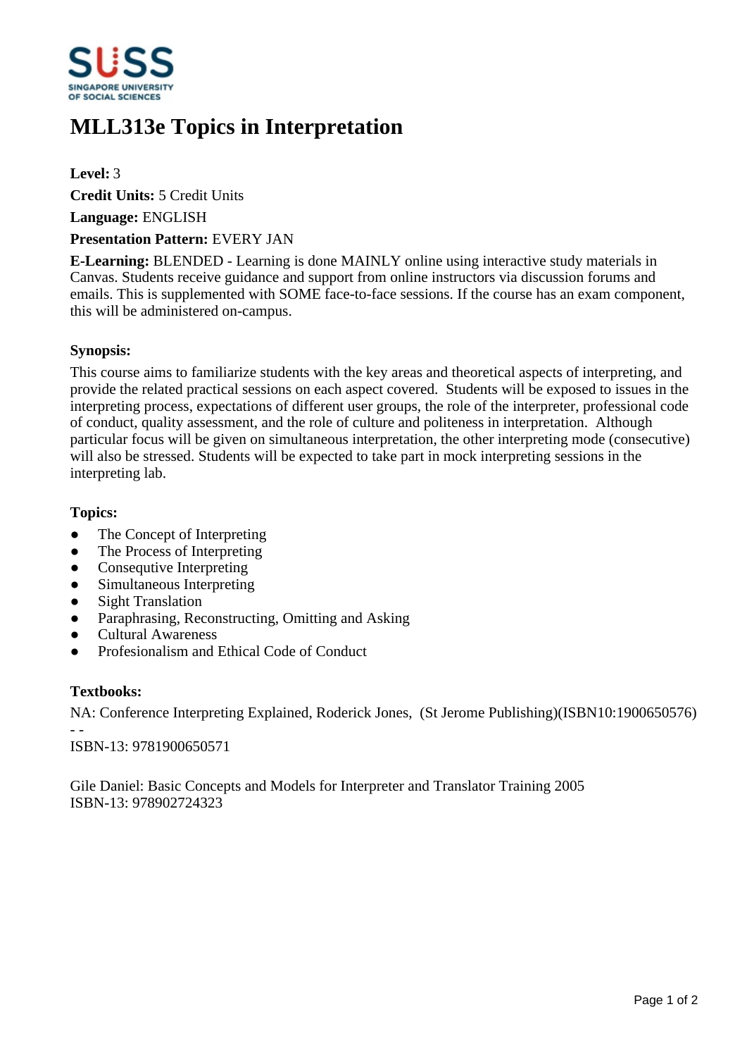# MLL313e Topics in Interpretation

**Level:** 3

**Credit Units:** 5 Credit Units

**Language:** ENGLISH

**Presentation Pattern:** EVERY JAN

**E-Learning:** BLENDED - Learning is done MAINLY online using interactive study materials in Canvas. Students receive guidance and support from online instructors via discussion forums and emails. This is supplemented with SOME face-to-face sessions. If the course has an exam component, this will be administered on-campus.

### Synopsis:

This course aims to familiarize students with the key areas and theoretical aspects of interpreting, and provide the related practical sessions on each aspect covered. Students will be exposed to issues in the interpreting process, expectations of different user groups, the role of the interpreter, professional code of conduct, quality assessment, and the role of culture and politeness in interpretation. Although particular focus will be given on simultaneous interpretation, the other interpreting mode (consecutive) will also be stressed. Students will be expected to take part in mock interpreting sessions in the interpreting lab.

### Topics:

- The Concept of Interpreting
- The Process of Interpreting
- Consequtive Interpreting
- Simultaneous Interpreting
- Sight Translation
- Paraphrasing, Reconstructing, Omitting and Asking
- Cultural Awareness
- Profesionalism and Ethical Code of Conduct

### Textbooks:

NA: Conference Interpreting Explained, Roderick Jones, (St Jerome Publishing)(ISBN10:1900650576) - -
ISBN-13: 9781900650571

Gile Daniel: Basic Concepts and Models for Interpreter and Translator Training 2005
ISBN-13: 978902724323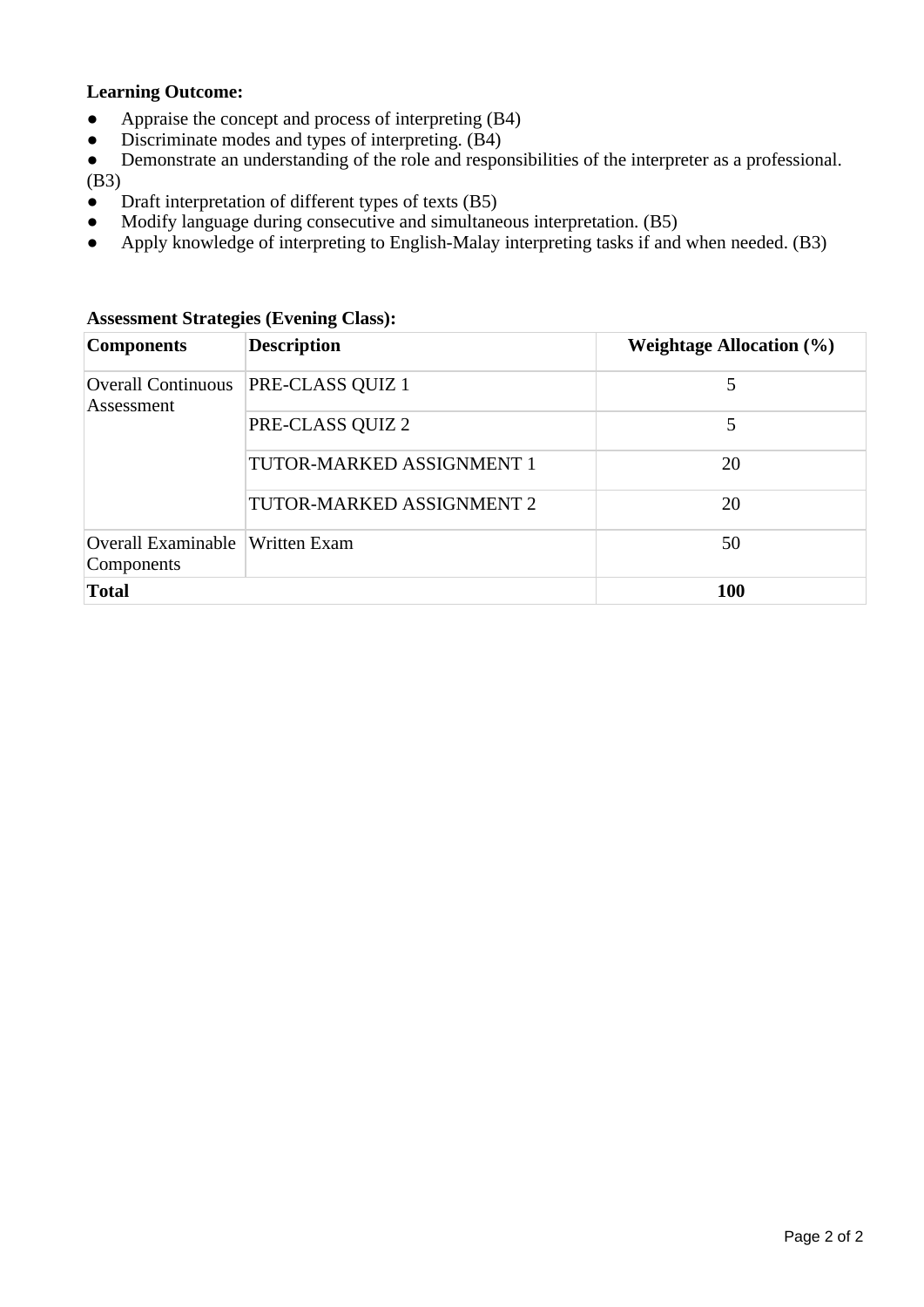**Learning Outcome:**

- Appraise the concept and process of interpreting (B4)
- Discriminate modes and types of interpreting. (B4)
- Demonstrate an understanding of the role and responsibilities of the interpreter as a professional. (B3)
- Draft interpretation of different types of texts (B5)
- Modify language during consecutive and simultaneous interpretation. (B5)
- Apply knowledge of interpreting to English-Malay interpreting tasks if and when needed. (B3)

**Assessment Strategies (Evening Class):**

| **Components** | **Description** | **Weightage Allocation (%)** |
|---|---|---|
| Overall Continuous Assessment | PRE-CLASS QUIZ 1 | 5 |
| | PRE-CLASS QUIZ 2 | 5 |
| | TUTOR-MARKED ASSIGNMENT 1 | 20 |
| | TUTOR-MARKED ASSIGNMENT 2 | 20 |
| Overall Examinable Components | Written Exam | 50 |
| **Total** | | **100** |